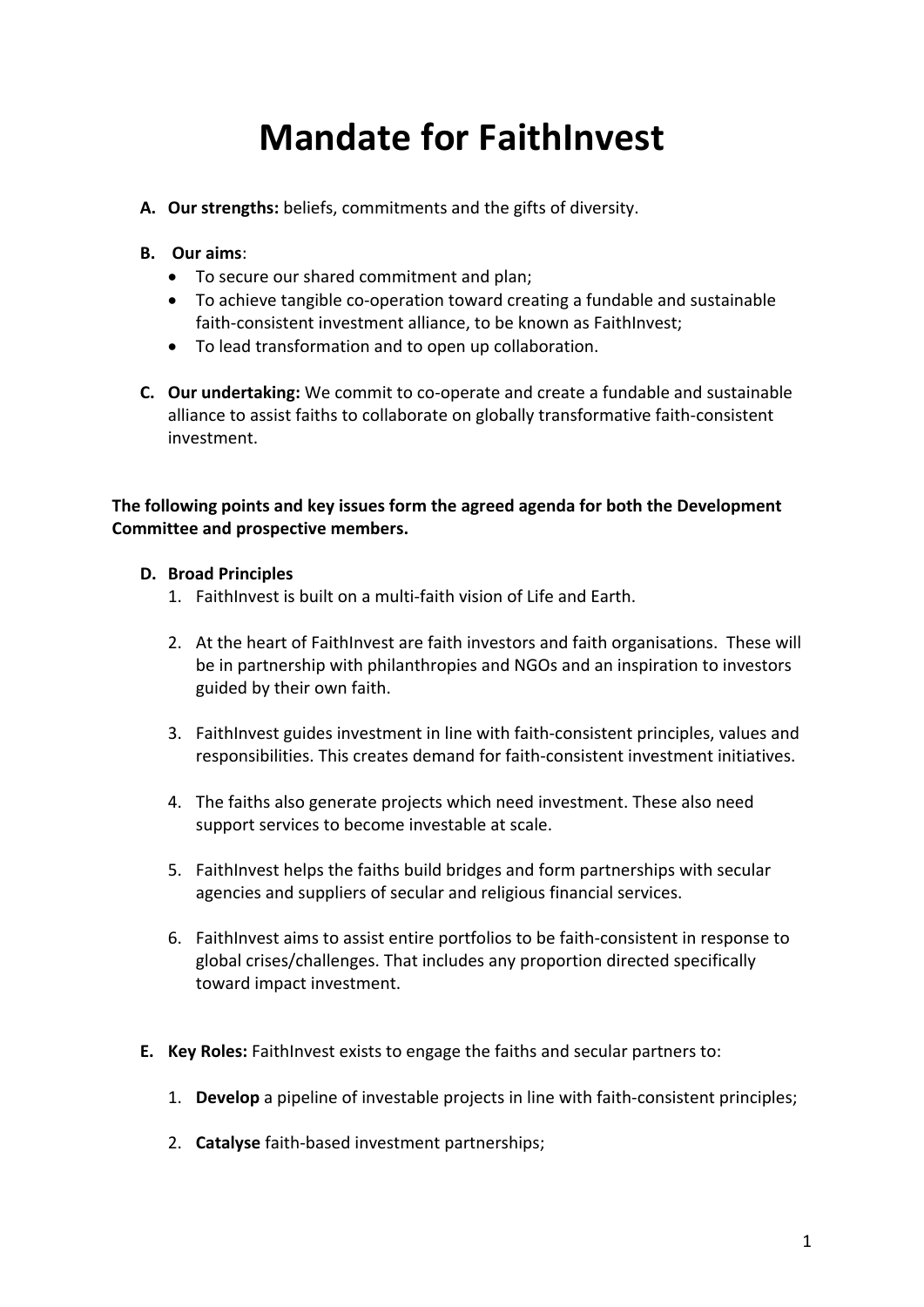# Mandate for FaithInvest

**A. Our strengths:** beliefs, commitments and the gifts of diversity.

**B. Our aims**:

- To secure our shared commitment and plan;
- To achieve tangible co-operation toward creating a fundable and sustainable faith-consistent investment alliance, to be known as FaithInvest;
- To lead transformation and to open up collaboration.

**C. Our undertaking:** We commit to co-operate and create a fundable and sustainable alliance to assist faiths to collaborate on globally transformative faith-consistent investment.

**The following points and key issues form the agreed agenda for both the Development Committee and prospective members.**

**D. Broad Principles**

1. FaithInvest is built on a multi-faith vision of Life and Earth.

2. At the heart of FaithInvest are faith investors and faith organisations. These will be in partnership with philanthropies and NGOs and an inspiration to investors guided by their own faith.

3. FaithInvest guides investment in line with faith-consistent principles, values and responsibilities. This creates demand for faith-consistent investment initiatives.

4. The faiths also generate projects which need investment. These also need support services to become investable at scale.

5. FaithInvest helps the faiths build bridges and form partnerships with secular agencies and suppliers of secular and religious financial services.

6. FaithInvest aims to assist entire portfolios to be faith-consistent in response to global crises/challenges. That includes any proportion directed specifically toward impact investment.

**E. Key Roles:** FaithInvest exists to engage the faiths and secular partners to:

1. **Develop** a pipeline of investable projects in line with faith-consistent principles;

2. **Catalyse** faith-based investment partnerships;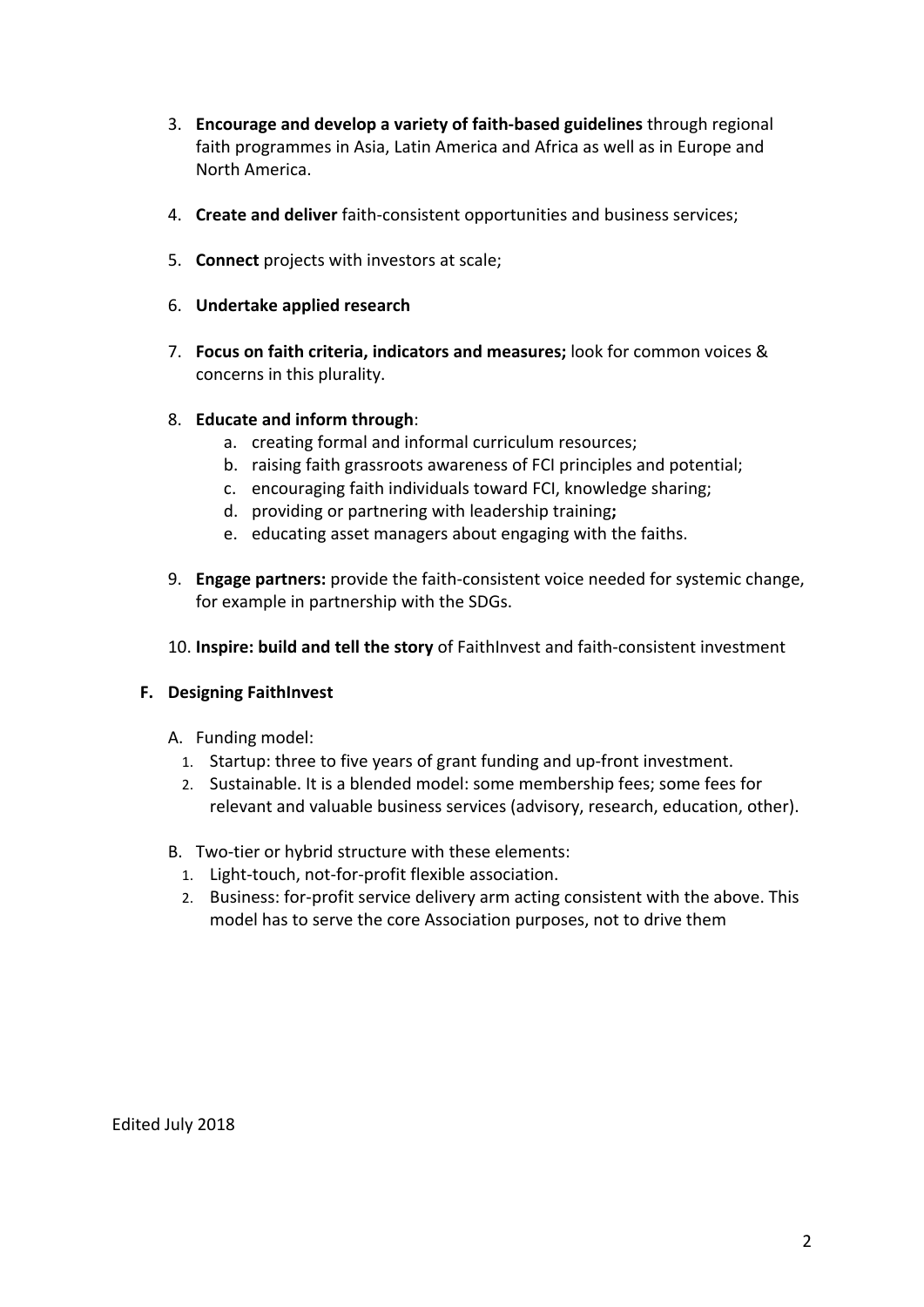3. **Encourage and develop a variety of faith-based guidelines** through regional faith programmes in Asia, Latin America and Africa as well as in Europe and North America.

4. **Create and deliver** faith-consistent opportunities and business services;

5. **Connect** projects with investors at scale;

6. **Undertake applied research**

7. **Focus on faith criteria, indicators and measures;** look for common voices & concerns in this plurality.

8. **Educate and inform through**:
   a. creating formal and informal curriculum resources;
   b. raising faith grassroots awareness of FCI principles and potential;
   c. encouraging faith individuals toward FCI, knowledge sharing;
   d. providing or partnering with leadership training**;**
   e. educating asset managers about engaging with the faiths.

9. **Engage partners:** provide the faith-consistent voice needed for systemic change, for example in partnership with the SDGs.

10. **Inspire: build and tell the story** of FaithInvest and faith-consistent investment

## F. Designing FaithInvest

A. Funding model:
   1. Startup: three to five years of grant funding and up-front investment.
   2. Sustainable. It is a blended model: some membership fees; some fees for relevant and valuable business services (advisory, research, education, other).

B. Two-tier or hybrid structure with these elements:
   1. Light-touch, not-for-profit flexible association.
   2. Business: for-profit service delivery arm acting consistent with the above. This model has to serve the core Association purposes, not to drive them

Edited July 2018